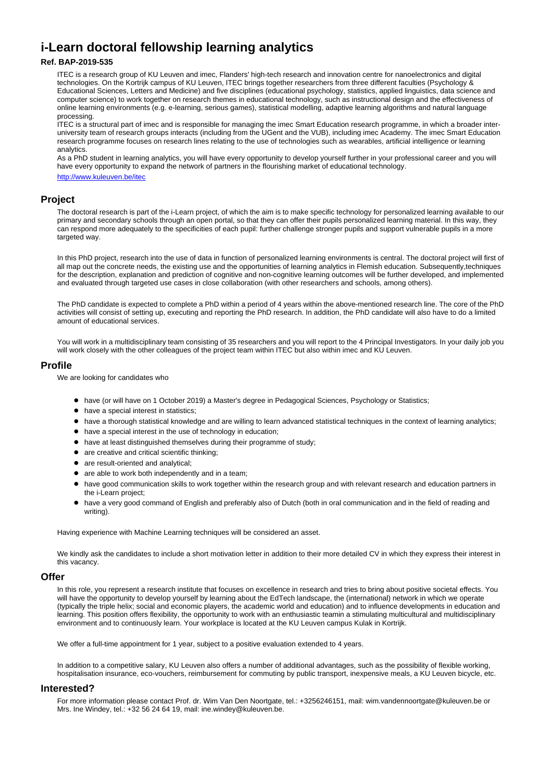# i-Learn doctoral fellowship learning analytics

**Ref. BAP-2019-535**

ITEC is a research group of KU Leuven and imec, Flanders' high-tech research and innovation centre for nanoelectronics and digital technologies. On the Kortrijk campus of KU Leuven, ITEC brings together researchers from three different faculties (Psychology & Educational Sciences, Letters and Medicine) and five disciplines (educational psychology, statistics, applied linguistics, data science and computer science) to work together on research themes in educational technology, such as instructional design and the effectiveness of online learning environments (e.g. e-learning, serious games), statistical modelling, adaptive learning algorithms and natural language processing.

ITEC is a structural part of imec and is responsible for managing the imec Smart Education research programme, in which a broader inter-university team of research groups interacts (including from the UGent and the VUB), including imec Academy. The imec Smart Education research programme focuses on research lines relating to the use of technologies such as wearables, artificial intelligence or learning analytics.

As a PhD student in learning analytics, you will have every opportunity to develop yourself further in your professional career and you will have every opportunity to expand the network of partners in the flourishing market of educational technology.

http://www.kuleuven.be/itec

## Project

The doctoral research is part of the i-Learn project, of which the aim is to make specific technology for personalized learning available to our primary and secondary schools through an open portal, so that they can offer their pupils personalized learning material. In this way, they can respond more adequately to the specificities of each pupil: further challenge stronger pupils and support vulnerable pupils in a more targeted way.

In this PhD project, research into the use of data in function of personalized learning environments is central. The doctoral project will first of all map out the concrete needs, the existing use and the opportunities of learning analytics in Flemish education. Subsequently,techniques for the description, explanation and prediction of cognitive and non-cognitive learning outcomes will be further developed, and implemented and evaluated through targeted use cases in close collaboration (with other researchers and schools, among others).

The PhD candidate is expected to complete a PhD within a period of 4 years within the above-mentioned research line. The core of the PhD activities will consist of setting up, executing and reporting the PhD research. In addition, the PhD candidate will also have to do a limited amount of educational services.

You will work in a multidisciplinary team consisting of 35 researchers and you will report to the 4 Principal Investigators. In your daily job you will work closely with the other colleagues of the project team within ITEC but also within imec and KU Leuven.

## Profile

We are looking for candidates who

- have (or will have on 1 October 2019) a Master's degree in Pedagogical Sciences, Psychology or Statistics;
- have a special interest in statistics;
- have a thorough statistical knowledge and are willing to learn advanced statistical techniques in the context of learning analytics;
- have a special interest in the use of technology in education;
- have at least distinguished themselves during their programme of study;
- are creative and critical scientific thinking;
- are result-oriented and analytical;
- are able to work both independently and in a team;
- have good communication skills to work together within the research group and with relevant research and education partners in the i-Learn project;
- have a very good command of English and preferably also of Dutch (both in oral communication and in the field of reading and writing).

Having experience with Machine Learning techniques will be considered an asset.

We kindly ask the candidates to include a short motivation letter in addition to their more detailed CV in which they express their interest in this vacancy.

## Offer

In this role, you represent a research institute that focuses on excellence in research and tries to bring about positive societal effects. You will have the opportunity to develop yourself by learning about the EdTech landscape, the (international) network in which we operate (typically the triple helix; social and economic players, the academic world and education) and to influence developments in education and learning. This position offers flexibility, the opportunity to work with an enthusiastic teamin a stimulating multicultural and multidisciplinary environment and to continuously learn. Your workplace is located at the KU Leuven campus Kulak in Kortrijk.

We offer a full-time appointment for 1 year, subject to a positive evaluation extended to 4 years.

In addition to a competitive salary, KU Leuven also offers a number of additional advantages, such as the possibility of flexible working, hospitalisation insurance, eco-vouchers, reimbursement for commuting by public transport, inexpensive meals, a KU Leuven bicycle, etc.

## Interested?

For more information please contact Prof. dr. Wim Van Den Noortgate, tel.: +3256246151, mail: wim.vandennoortgate@kuleuven.be or Mrs. Ine Windey, tel.: +32 56 24 64 19, mail: ine.windey@kuleuven.be.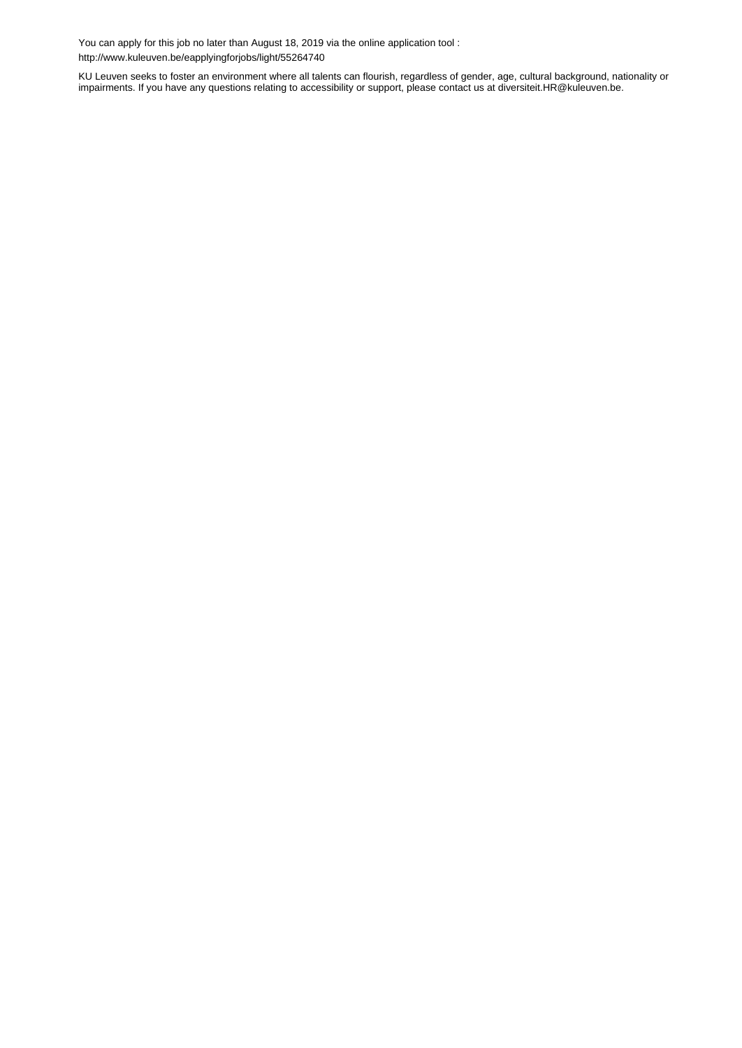You can apply for this job no later than August 18, 2019 via the online application tool :
http://www.kuleuven.be/eapplyingforjobs/light/55264740

KU Leuven seeks to foster an environment where all talents can flourish, regardless of gender, age, cultural background, nationality or impairments. If you have any questions relating to accessibility or support, please contact us at diversiteit.HR@kuleuven.be.